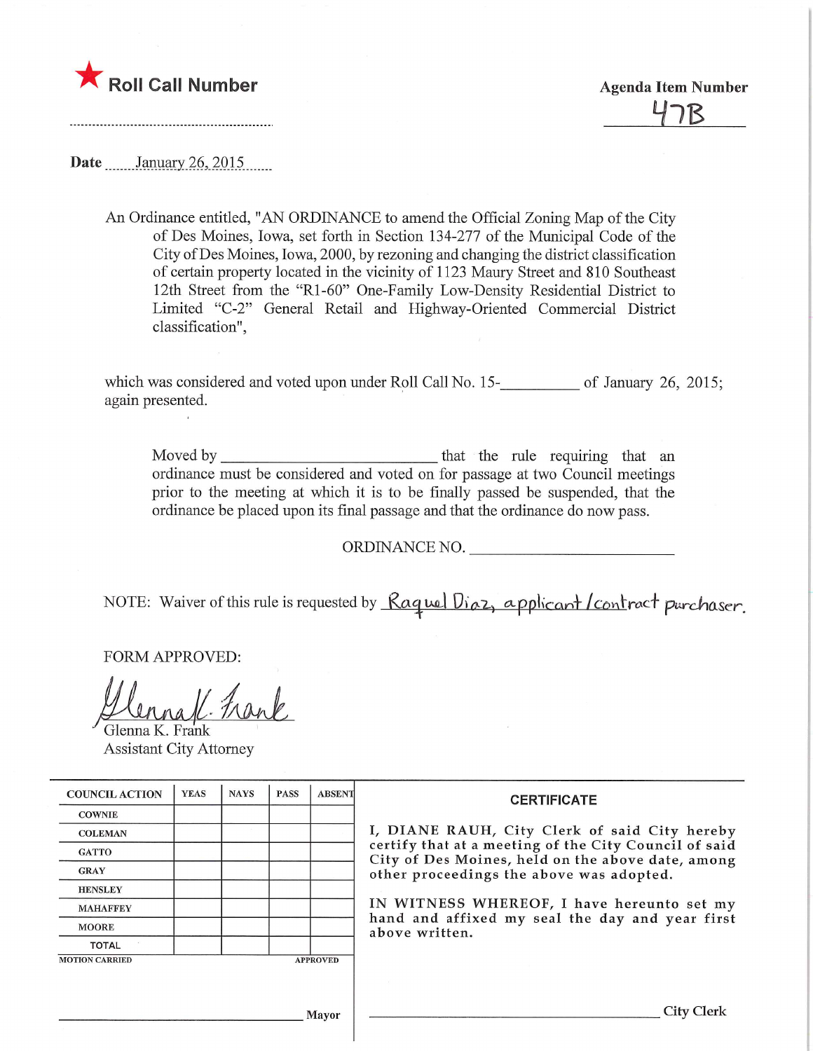★ **Roll Call Number**

..............................................................

**Agenda Item Number**

47B

**Date** January 26, 2015

An Ordinance entitled, "AN ORDINANCE to amend the Official Zoning Map of the City of Des Moines, Iowa, set forth in Section 134-277 of the Municipal Code of the City of Des Moines, Iowa, 2000, by rezoning and changing the district classification of certain property located in the vicinity of 1123 Maury Street and 810 Southeast 12th Street from the "R1-60" One-Family Low-Density Residential District to Limited "C-2" General Retail and Highway-Oriented Commercial District classification",

which was considered and voted upon under Roll Call No. 15-__________ of January 26, 2015; again presented.

Moved by ____________________________ that the rule requiring that an ordinance must be considered and voted on for passage at two Council meetings prior to the meeting at which it is to be finally passed be suspended, that the ordinance be placed upon its final passage and that the ordinance do now pass.

ORDINANCE NO. __________________________

NOTE: Waiver of this rule is requested by Raquel Diaz, applicant/contract purchaser.

FORM APPROVED:

Glenna K. Frank
Glenna K. Frank
Assistant City Attorney

| COUNCIL ACTION | YEAS | NAYS | PASS | ABSENT |
|---|---|---|---|---|
| COWNIE | | | | |
| COLEMAN | | | | |
| GATTO | | | | |
| GRAY | | | | |
| HENSLEY | | | | |
| MAHAFFEY | | | | |
| MOORE | | | | |
| TOTAL | | | | |

MOTION CARRIED APPROVED

______________________________ Mayor

**CERTIFICATE**

I, DIANE RAUH, City Clerk of said City hereby certify that at a meeting of the City Council of said City of Des Moines, held on the above date, among other proceedings the above was adopted.

IN WITNESS WHEREOF, I have hereunto set my hand and affixed my seal the day and year first above written.

______________________________ City Clerk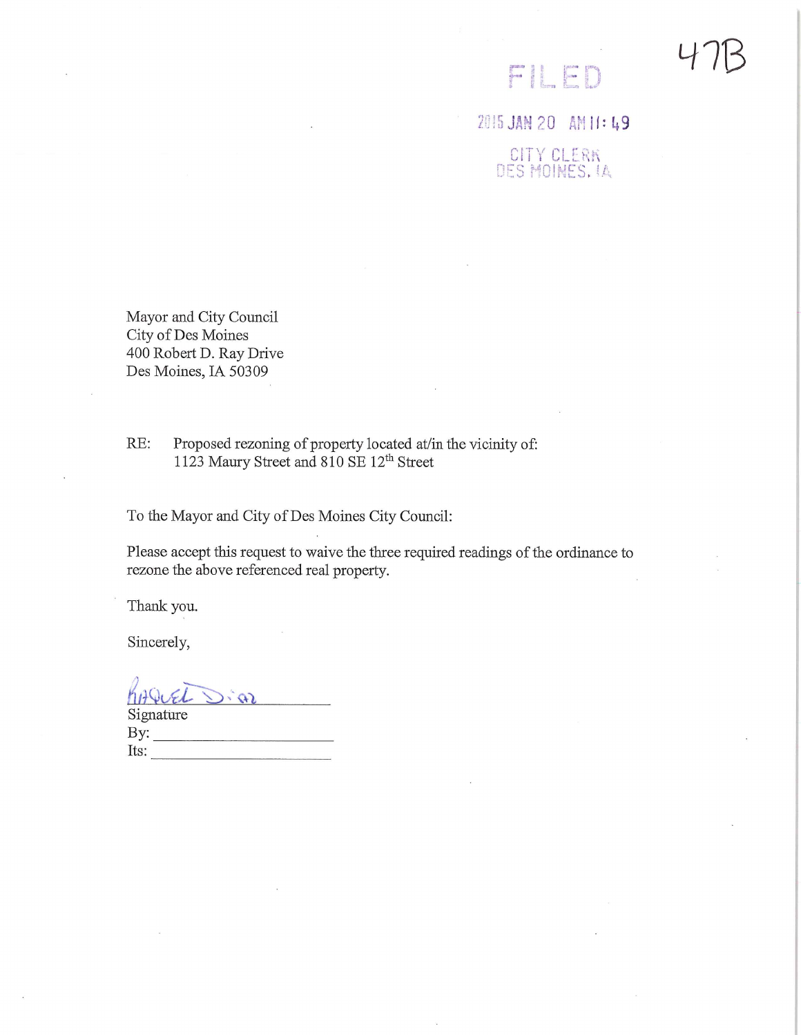47B

FILED

2015 JAN 20 AM 11:49

CITY CLERK
DES MOINES, IA

Mayor and City Council
City of Des Moines
400 Robert D. Ray Drive
Des Moines, IA 50309

RE: Proposed rezoning of property located at/in the vicinity of:
1123 Maury Street and 810 SE 12th Street

To the Mayor and City of Des Moines City Council:

Please accept this request to waive the three required readings of the ordinance to rezone the above referenced real property.

Thank you.

Sincerely,

Raquel Diaz
Signature
By: ____________________
Its: ____________________